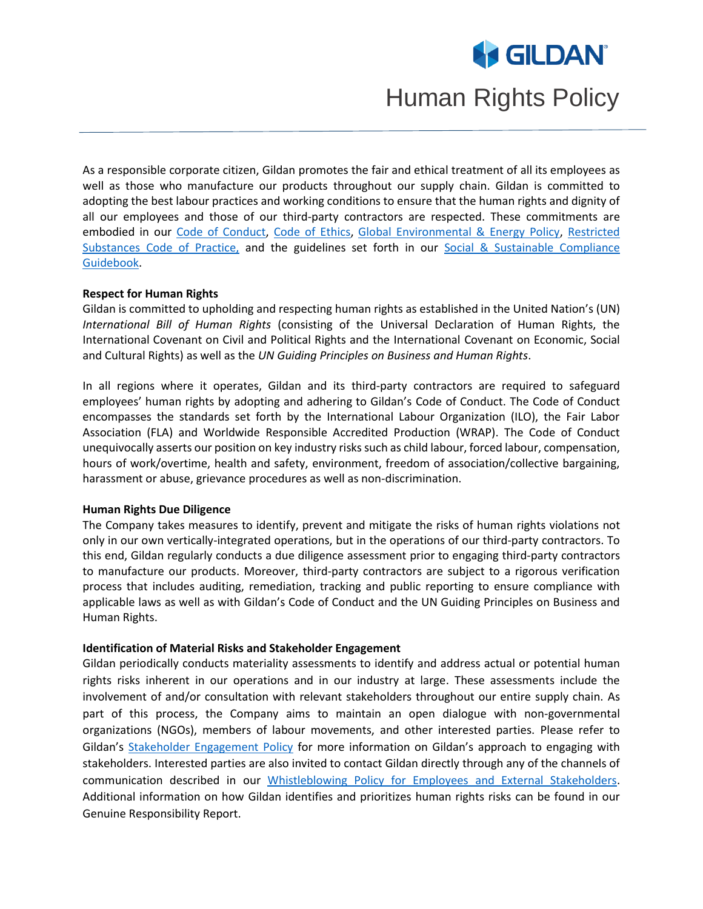# Human Rights Policy

As a responsible corporate citizen, Gildan promotes the fair and ethical treatment of all its employees as well as those who manufacture our products throughout our supply chain. Gildan is committed to adopting the best labour practices and working conditions to ensure that the human rights and dignity of all our employees and those of our third-party contractors are respected. These commitments are embodied in our Code of Conduct, Code of Ethics, Global Environmental & Energy Policy, Restricted Substances Code of Practice, and the guidelines set forth in our Social & Sustainable Compliance Guidebook.

**Respect for Human Rights**

Gildan is committed to upholding and respecting human rights as established in the United Nation's (UN) *International Bill of Human Rights* (consisting of the Universal Declaration of Human Rights, the International Covenant on Civil and Political Rights and the International Covenant on Economic, Social and Cultural Rights) as well as the *UN Guiding Principles on Business and Human Rights*.

In all regions where it operates, Gildan and its third-party contractors are required to safeguard employees' human rights by adopting and adhering to Gildan's Code of Conduct. The Code of Conduct encompasses the standards set forth by the International Labour Organization (ILO), the Fair Labor Association (FLA) and Worldwide Responsible Accredited Production (WRAP). The Code of Conduct unequivocally asserts our position on key industry risks such as child labour, forced labour, compensation, hours of work/overtime, health and safety, environment, freedom of association/collective bargaining, harassment or abuse, grievance procedures as well as non-discrimination.

**Human Rights Due Diligence**

The Company takes measures to identify, prevent and mitigate the risks of human rights violations not only in our own vertically-integrated operations, but in the operations of our third-party contractors. To this end, Gildan regularly conducts a due diligence assessment prior to engaging third-party contractors to manufacture our products. Moreover, third-party contractors are subject to a rigorous verification process that includes auditing, remediation, tracking and public reporting to ensure compliance with applicable laws as well as with Gildan's Code of Conduct and the UN Guiding Principles on Business and Human Rights.

**Identification of Material Risks and Stakeholder Engagement**

Gildan periodically conducts materiality assessments to identify and address actual or potential human rights risks inherent in our operations and in our industry at large. These assessments include the involvement of and/or consultation with relevant stakeholders throughout our entire supply chain. As part of this process, the Company aims to maintain an open dialogue with non-governmental organizations (NGOs), members of labour movements, and other interested parties. Please refer to Gildan's Stakeholder Engagement Policy for more information on Gildan's approach to engaging with stakeholders. Interested parties are also invited to contact Gildan directly through any of the channels of communication described in our Whistleblowing Policy for Employees and External Stakeholders. Additional information on how Gildan identifies and prioritizes human rights risks can be found in our Genuine Responsibility Report.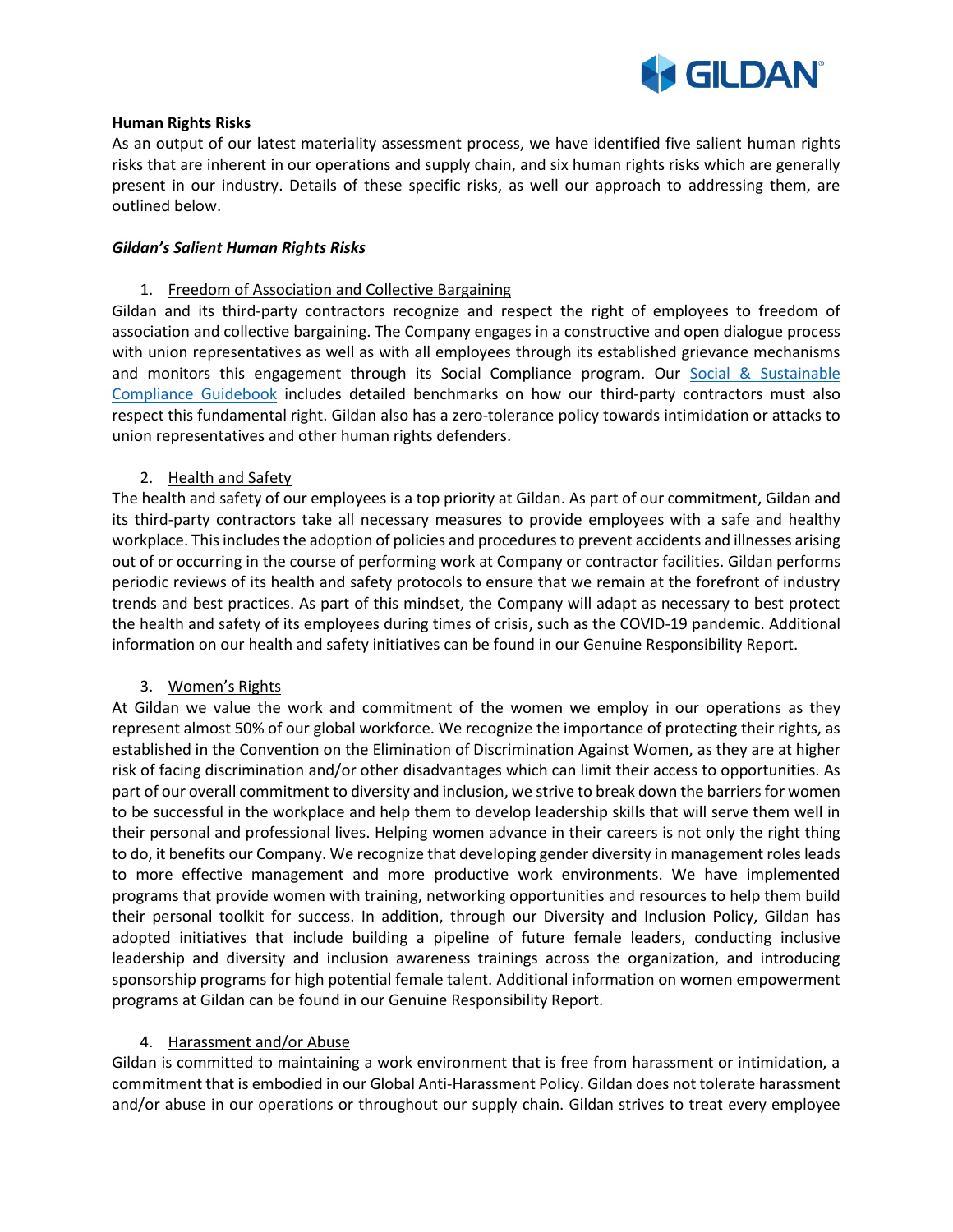**Human Rights Risks**

As an output of our latest materiality assessment process, we have identified five salient human rights risks that are inherent in our operations and supply chain, and six human rights risks which are generally present in our industry. Details of these specific risks, as well our approach to addressing them, are outlined below.

***Gildan's Salient Human Rights Risks***

1. Freedom of Association and Collective Bargaining

Gildan and its third-party contractors recognize and respect the right of employees to freedom of association and collective bargaining. The Company engages in a constructive and open dialogue process with union representatives as well as with all employees through its established grievance mechanisms and monitors this engagement through its Social Compliance program. Our Social & Sustainable Compliance Guidebook includes detailed benchmarks on how our third-party contractors must also respect this fundamental right. Gildan also has a zero-tolerance policy towards intimidation or attacks to union representatives and other human rights defenders.

2. Health and Safety

The health and safety of our employees is a top priority at Gildan. As part of our commitment, Gildan and its third-party contractors take all necessary measures to provide employees with a safe and healthy workplace. This includes the adoption of policies and procedures to prevent accidents and illnesses arising out of or occurring in the course of performing work at Company or contractor facilities. Gildan performs periodic reviews of its health and safety protocols to ensure that we remain at the forefront of industry trends and best practices. As part of this mindset, the Company will adapt as necessary to best protect the health and safety of its employees during times of crisis, such as the COVID-19 pandemic. Additional information on our health and safety initiatives can be found in our Genuine Responsibility Report.

3. Women's Rights

At Gildan we value the work and commitment of the women we employ in our operations as they represent almost 50% of our global workforce. We recognize the importance of protecting their rights, as established in the Convention on the Elimination of Discrimination Against Women, as they are at higher risk of facing discrimination and/or other disadvantages which can limit their access to opportunities. As part of our overall commitment to diversity and inclusion, we strive to break down the barriers for women to be successful in the workplace and help them to develop leadership skills that will serve them well in their personal and professional lives. Helping women advance in their careers is not only the right thing to do, it benefits our Company. We recognize that developing gender diversity in management roles leads to more effective management and more productive work environments. We have implemented programs that provide women with training, networking opportunities and resources to help them build their personal toolkit for success. In addition, through our Diversity and Inclusion Policy, Gildan has adopted initiatives that include building a pipeline of future female leaders, conducting inclusive leadership and diversity and inclusion awareness trainings across the organization, and introducing sponsorship programs for high potential female talent. Additional information on women empowerment programs at Gildan can be found in our Genuine Responsibility Report.

4. Harassment and/or Abuse

Gildan is committed to maintaining a work environment that is free from harassment or intimidation, a commitment that is embodied in our Global Anti-Harassment Policy. Gildan does not tolerate harassment and/or abuse in our operations or throughout our supply chain. Gildan strives to treat every employee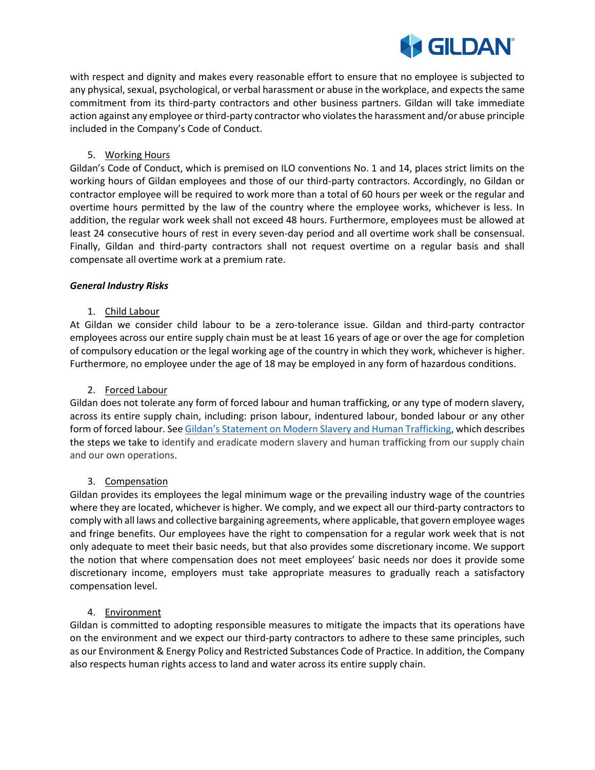with respect and dignity and makes every reasonable effort to ensure that no employee is subjected to any physical, sexual, psychological, or verbal harassment or abuse in the workplace, and expects the same commitment from its third-party contractors and other business partners. Gildan will take immediate action against any employee or third-party contractor who violates the harassment and/or abuse principle included in the Company's Code of Conduct.

5. Working Hours

Gildan's Code of Conduct, which is premised on ILO conventions No. 1 and 14, places strict limits on the working hours of Gildan employees and those of our third-party contractors. Accordingly, no Gildan or contractor employee will be required to work more than a total of 60 hours per week or the regular and overtime hours permitted by the law of the country where the employee works, whichever is less. In addition, the regular work week shall not exceed 48 hours. Furthermore, employees must be allowed at least 24 consecutive hours of rest in every seven-day period and all overtime work shall be consensual. Finally, Gildan and third-party contractors shall not request overtime on a regular basis and shall compensate all overtime work at a premium rate.

***General Industry Risks***

1. Child Labour

At Gildan we consider child labour to be a zero-tolerance issue. Gildan and third-party contractor employees across our entire supply chain must be at least 16 years of age or over the age for completion of compulsory education or the legal working age of the country in which they work, whichever is higher. Furthermore, no employee under the age of 18 may be employed in any form of hazardous conditions.

2. Forced Labour

Gildan does not tolerate any form of forced labour and human trafficking, or any type of modern slavery, across its entire supply chain, including: prison labour, indentured labour, bonded labour or any other form of forced labour. See Gildan's Statement on Modern Slavery and Human Trafficking, which describes the steps we take to identify and eradicate modern slavery and human trafficking from our supply chain and our own operations.

3. Compensation

Gildan provides its employees the legal minimum wage or the prevailing industry wage of the countries where they are located, whichever is higher. We comply, and we expect all our third-party contractors to comply with all laws and collective bargaining agreements, where applicable, that govern employee wages and fringe benefits. Our employees have the right to compensation for a regular work week that is not only adequate to meet their basic needs, but that also provides some discretionary income. We support the notion that where compensation does not meet employees' basic needs nor does it provide some discretionary income, employers must take appropriate measures to gradually reach a satisfactory compensation level.

4. Environment

Gildan is committed to adopting responsible measures to mitigate the impacts that its operations have on the environment and we expect our third-party contractors to adhere to these same principles, such as our Environment & Energy Policy and Restricted Substances Code of Practice. In addition, the Company also respects human rights access to land and water across its entire supply chain.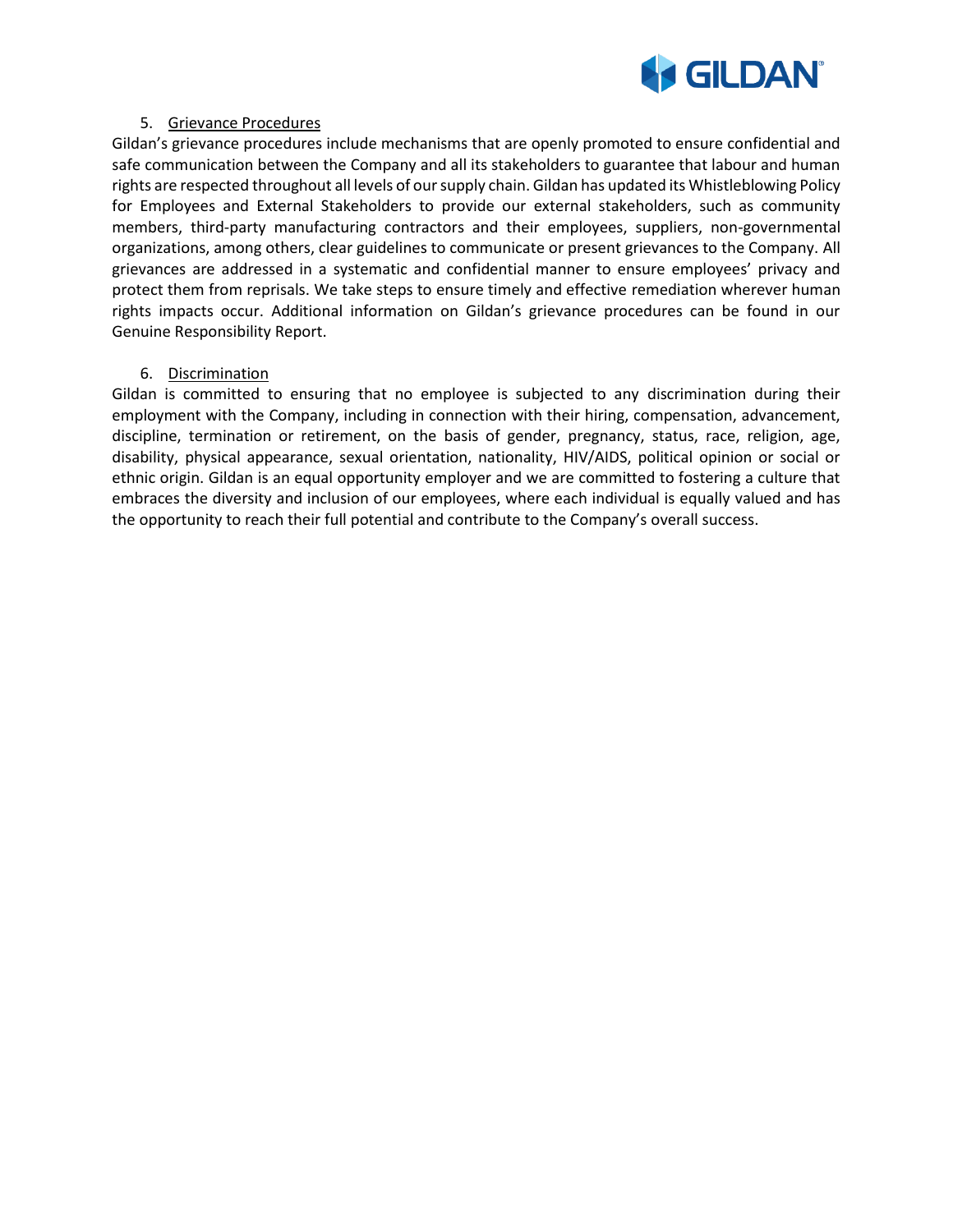5. Grievance Procedures

Gildan's grievance procedures include mechanisms that are openly promoted to ensure confidential and safe communication between the Company and all its stakeholders to guarantee that labour and human rights are respected throughout all levels of our supply chain. Gildan has updated its Whistleblowing Policy for Employees and External Stakeholders to provide our external stakeholders, such as community members, third-party manufacturing contractors and their employees, suppliers, non-governmental organizations, among others, clear guidelines to communicate or present grievances to the Company. All grievances are addressed in a systematic and confidential manner to ensure employees' privacy and protect them from reprisals. We take steps to ensure timely and effective remediation wherever human rights impacts occur. Additional information on Gildan's grievance procedures can be found in our Genuine Responsibility Report.

6. Discrimination

Gildan is committed to ensuring that no employee is subjected to any discrimination during their employment with the Company, including in connection with their hiring, compensation, advancement, discipline, termination or retirement, on the basis of gender, pregnancy, status, race, religion, age, disability, physical appearance, sexual orientation, nationality, HIV/AIDS, political opinion or social or ethnic origin. Gildan is an equal opportunity employer and we are committed to fostering a culture that embraces the diversity and inclusion of our employees, where each individual is equally valued and has the opportunity to reach their full potential and contribute to the Company's overall success.